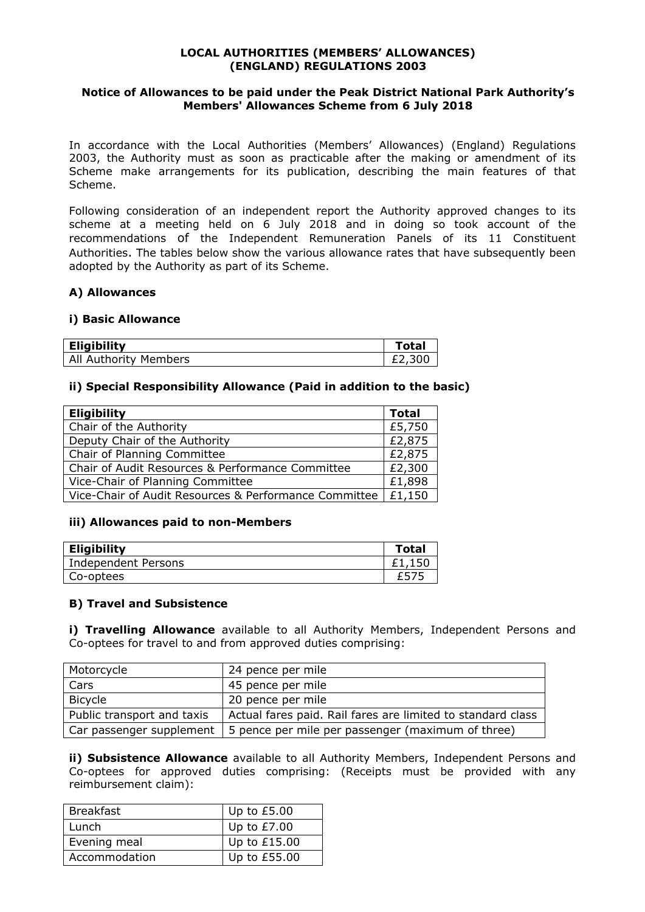**LOCAL AUTHORITIES (MEMBERS' ALLOWANCES) (ENGLAND) REGULATIONS 2003**

**Notice of Allowances to be paid under the Peak District National Park Authority's Members' Allowances Scheme from 6 July 2018**

In accordance with the Local Authorities (Members' Allowances) (England) Regulations 2003, the Authority must as soon as practicable after the making or amendment of its Scheme make arrangements for its publication, describing the main features of that Scheme.

Following consideration of an independent report the Authority approved changes to its scheme at a meeting held on 6 July 2018 and in doing so took account of the recommendations of the Independent Remuneration Panels of its 11 Constituent Authorities. The tables below show the various allowance rates that have subsequently been adopted by the Authority as part of its Scheme.

## A) Allowances

### i) Basic Allowance

| Eligibility | Total |
|---|---|
| All Authority Members | £2,300 |

### ii) Special Responsibility Allowance (Paid in addition to the basic)

| Eligibility | Total |
|---|---|
| Chair of the Authority | £5,750 |
| Deputy Chair of the Authority | £2,875 |
| Chair of Planning Committee | £2,875 |
| Chair of Audit Resources & Performance Committee | £2,300 |
| Vice-Chair of Planning Committee | £1,898 |
| Vice-Chair of Audit Resources & Performance Committee | £1,150 |

### iii) Allowances paid to non-Members

| Eligibility | Total |
|---|---|
| Independent Persons | £1,150 |
| Co-optees | £575 |

## B) Travel and Subsistence

**i) Travelling Allowance** available to all Authority Members, Independent Persons and Co-optees for travel to and from approved duties comprising:

| | |
|---|---|
| Motorcycle | 24 pence per mile |
| Cars | 45 pence per mile |
| Bicycle | 20 pence per mile |
| Public transport and taxis | Actual fares paid. Rail fares are limited to standard class |
| Car passenger supplement | 5 pence per mile per passenger (maximum of three) |

**ii) Subsistence Allowance** available to all Authority Members, Independent Persons and Co-optees for approved duties comprising: (Receipts must be provided with any reimbursement claim):

| | |
|---|---|
| Breakfast | Up to £5.00 |
| Lunch | Up to £7.00 |
| Evening meal | Up to £15.00 |
| Accommodation | Up to £55.00 |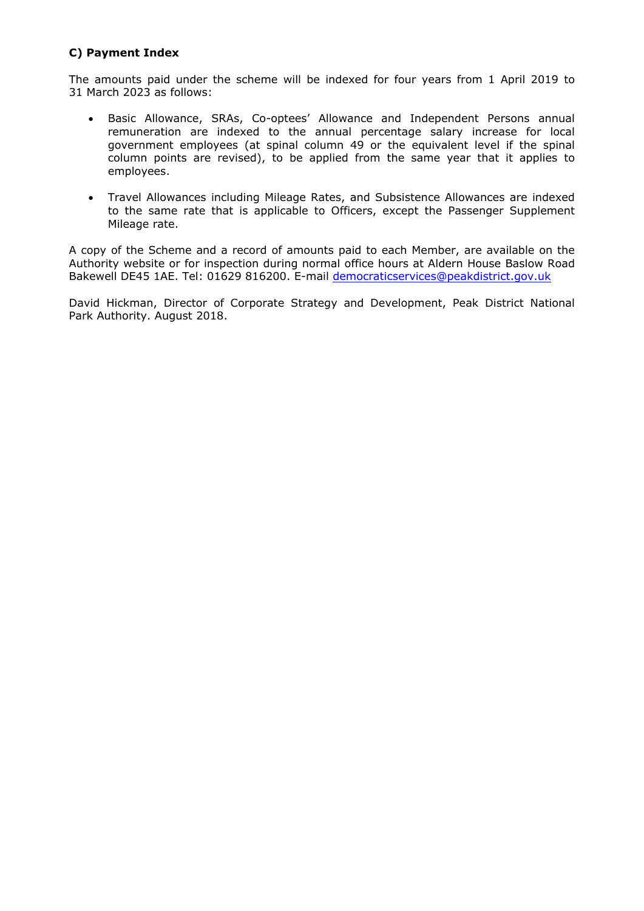**C) Payment Index**

The amounts paid under the scheme will be indexed for four years from 1 April 2019 to 31 March 2023 as follows:

- Basic Allowance, SRAs, Co-optees' Allowance and Independent Persons annual remuneration are indexed to the annual percentage salary increase for local government employees (at spinal column 49 or the equivalent level if the spinal column points are revised), to be applied from the same year that it applies to employees.

- Travel Allowances including Mileage Rates, and Subsistence Allowances are indexed to the same rate that is applicable to Officers, except the Passenger Supplement Mileage rate.

A copy of the Scheme and a record of amounts paid to each Member, are available on the Authority website or for inspection during normal office hours at Aldern House Baslow Road Bakewell DE45 1AE. Tel: 01629 816200. E-mail democraticservices@peakdistrict.gov.uk

David Hickman, Director of Corporate Strategy and Development, Peak District National Park Authority. August 2018.